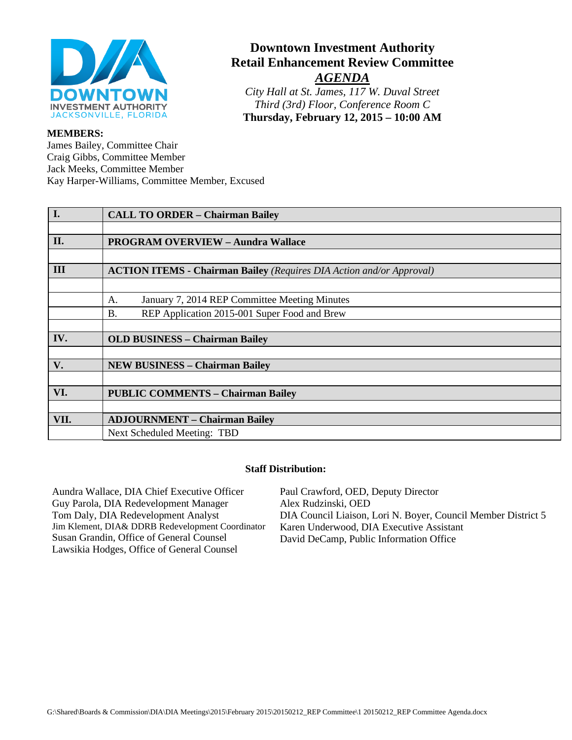# Downtown Investment Authority
## Retail Enhancement Review Committee
## *AGENDA*

*City Hall at St. James, 117 W. Duval Street*
*Third (3rd) Floor, Conference Room C*
**Thursday, February 12, 2015 – 10:00 AM**

**MEMBERS:**
James Bailey, Committee Chair
Craig Gibbs, Committee Member
Jack Meeks, Committee Member
Kay Harper-Williams, Committee Member, Excused

| | |
|---|---|
| **I.** | **CALL TO ORDER – Chairman Bailey** |
| | |
| **II.** | **PROGRAM OVERVIEW – Aundra Wallace** |
| | |
| **III** | **ACTION ITEMS - Chairman Bailey** *(Requires DIA Action and/or Approval)* |
| | |
| | A. January 7, 2014 REP Committee Meeting Minutes |
| | B. REP Application 2015-001 Super Food and Brew |
| | |
| **IV.** | **OLD BUSINESS – Chairman Bailey** |
| | |
| **V.** | **NEW BUSINESS – Chairman Bailey** |
| | |
| **VI.** | **PUBLIC COMMENTS – Chairman Bailey** |
| | |
| **VII.** | **ADJOURNMENT – Chairman Bailey** |
| | Next Scheduled Meeting: TBD |

**Staff Distribution:**

Aundra Wallace, DIA Chief Executive Officer
Guy Parola, DIA Redevelopment Manager
Tom Daly, DIA Redevelopment Analyst
Jim Klement, DIA& DDRB Redevelopment Coordinator
Susan Grandin, Office of General Counsel
Lawsikia Hodges, Office of General Counsel

Paul Crawford, OED, Deputy Director
Alex Rudzinski, OED
DIA Council Liaison, Lori N. Boyer, Council Member District 5
Karen Underwood, DIA Executive Assistant
David DeCamp, Public Information Office

G:\Shared\Boards & Commission\DIA\DIA Meetings\2015\February 2015\20150212_REP Committee\1 20150212_REP Committee Agenda.docx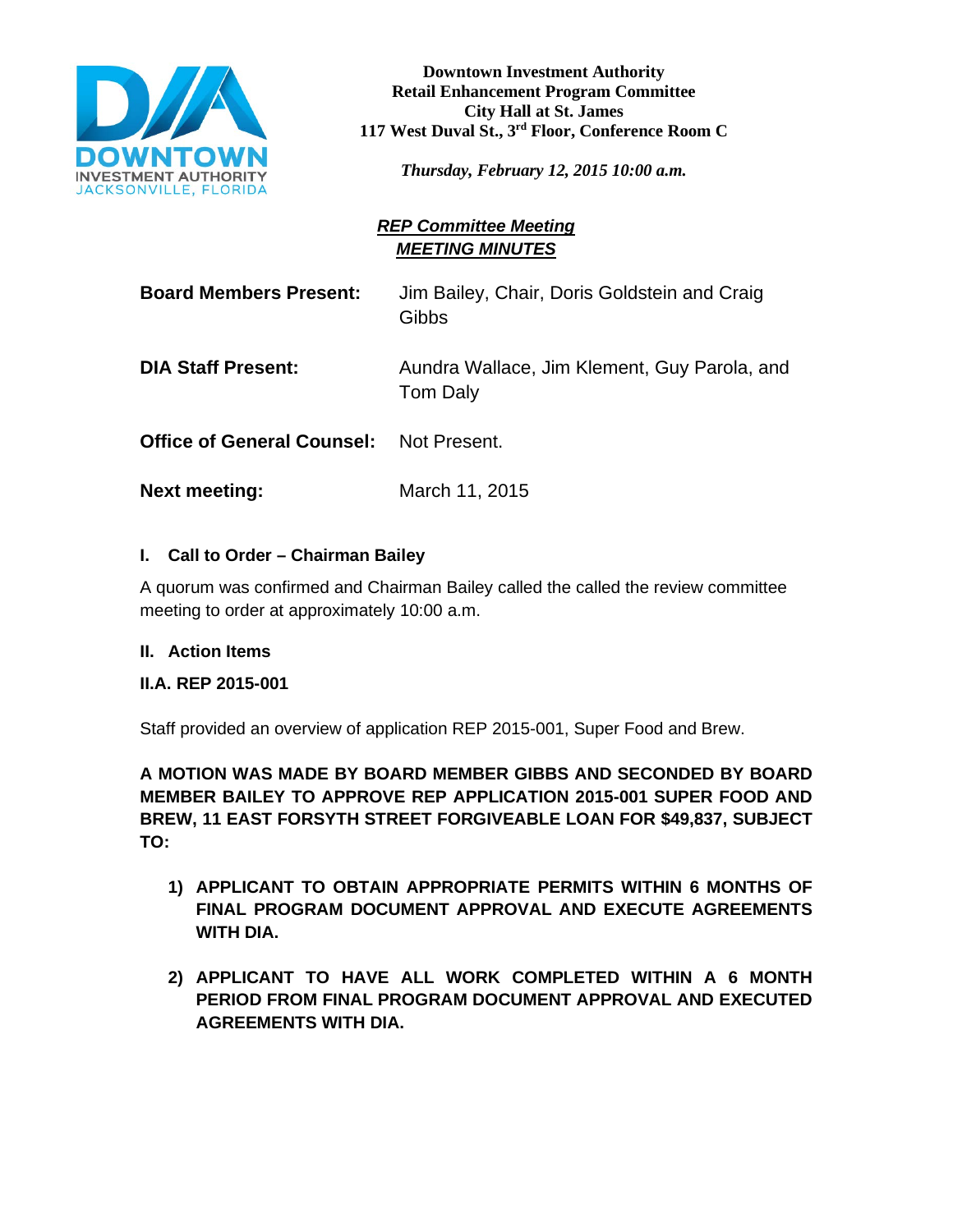**Downtown Investment Authority**
**Retail Enhancement Program Committee**
**City Hall at St. James**
**117 West Duval St., 3rd Floor, Conference Room C**

***Thursday, February 12, 2015 10:00 a.m.***

## *REP Committee Meeting*
## *MEETING MINUTES*

**Board Members Present:** Jim Bailey, Chair, Doris Goldstein and Craig Gibbs

**DIA Staff Present:** Aundra Wallace, Jim Klement, Guy Parola, and Tom Daly

**Office of General Counsel:** Not Present.

**Next meeting:** March 11, 2015

### I. Call to Order – Chairman Bailey

A quorum was confirmed and Chairman Bailey called the called the review committee meeting to order at approximately 10:00 a.m.

### II. Action Items

### II.A. REP 2015-001

Staff provided an overview of application REP 2015-001, Super Food and Brew.

**A MOTION WAS MADE BY BOARD MEMBER GIBBS AND SECONDED BY BOARD MEMBER BAILEY TO APPROVE REP APPLICATION 2015-001 SUPER FOOD AND BREW, 11 EAST FORSYTH STREET FORGIVEABLE LOAN FOR $49,837, SUBJECT TO:**

1) **APPLICANT TO OBTAIN APPROPRIATE PERMITS WITHIN 6 MONTHS OF FINAL PROGRAM DOCUMENT APPROVAL AND EXECUTE AGREEMENTS WITH DIA.**

2) **APPLICANT TO HAVE ALL WORK COMPLETED WITHIN A 6 MONTH PERIOD FROM FINAL PROGRAM DOCUMENT APPROVAL AND EXECUTED AGREEMENTS WITH DIA.**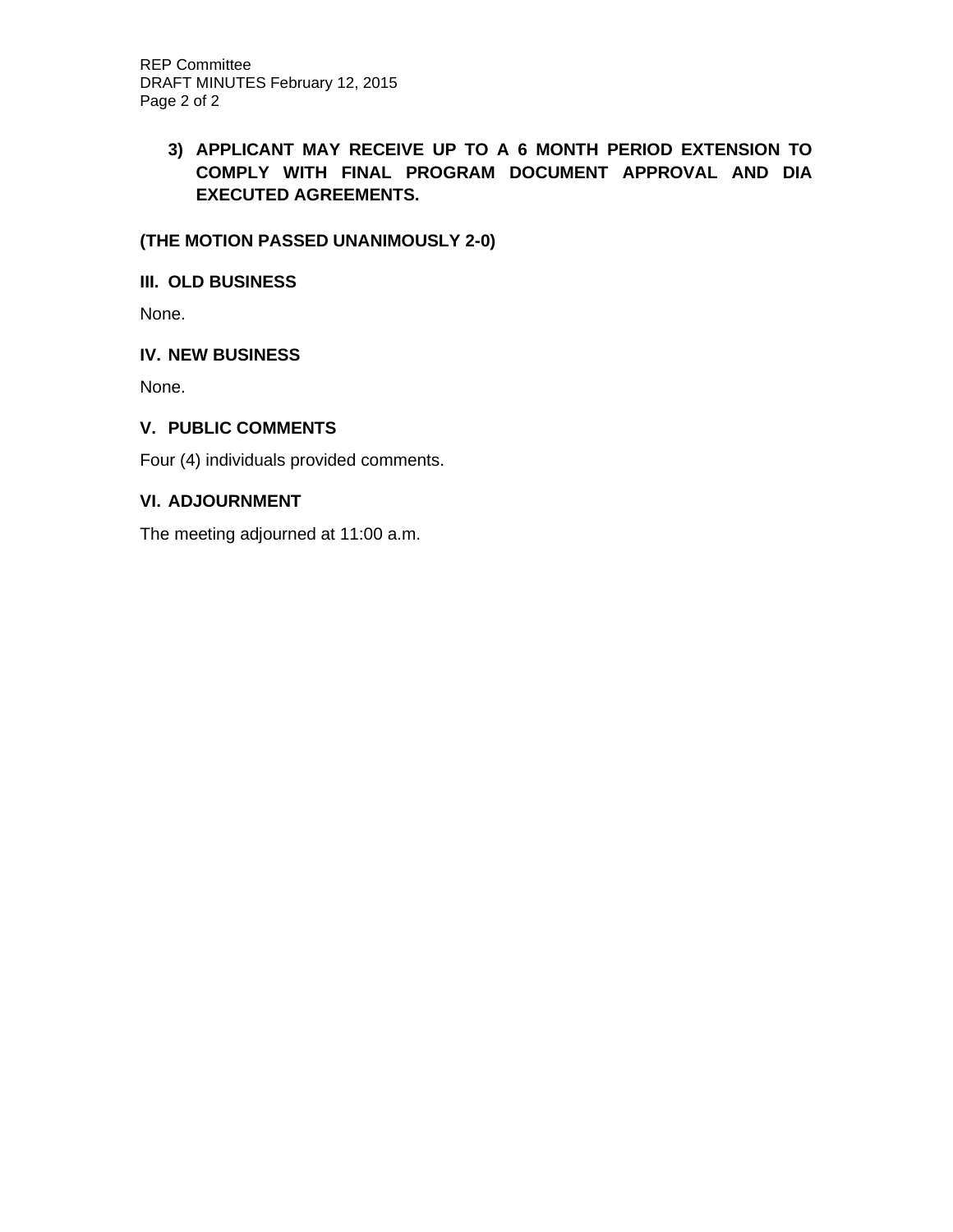3) **APPLICANT MAY RECEIVE UP TO A 6 MONTH PERIOD EXTENSION TO COMPLY WITH FINAL PROGRAM DOCUMENT APPROVAL AND DIA EXECUTED AGREEMENTS.**

**(THE MOTION PASSED UNANIMOUSLY 2-0)**

## III. OLD BUSINESS

None.

## IV. NEW BUSINESS

None.

## V. PUBLIC COMMENTS

Four (4) individuals provided comments.

## VI. ADJOURNMENT

The meeting adjourned at 11:00 a.m.